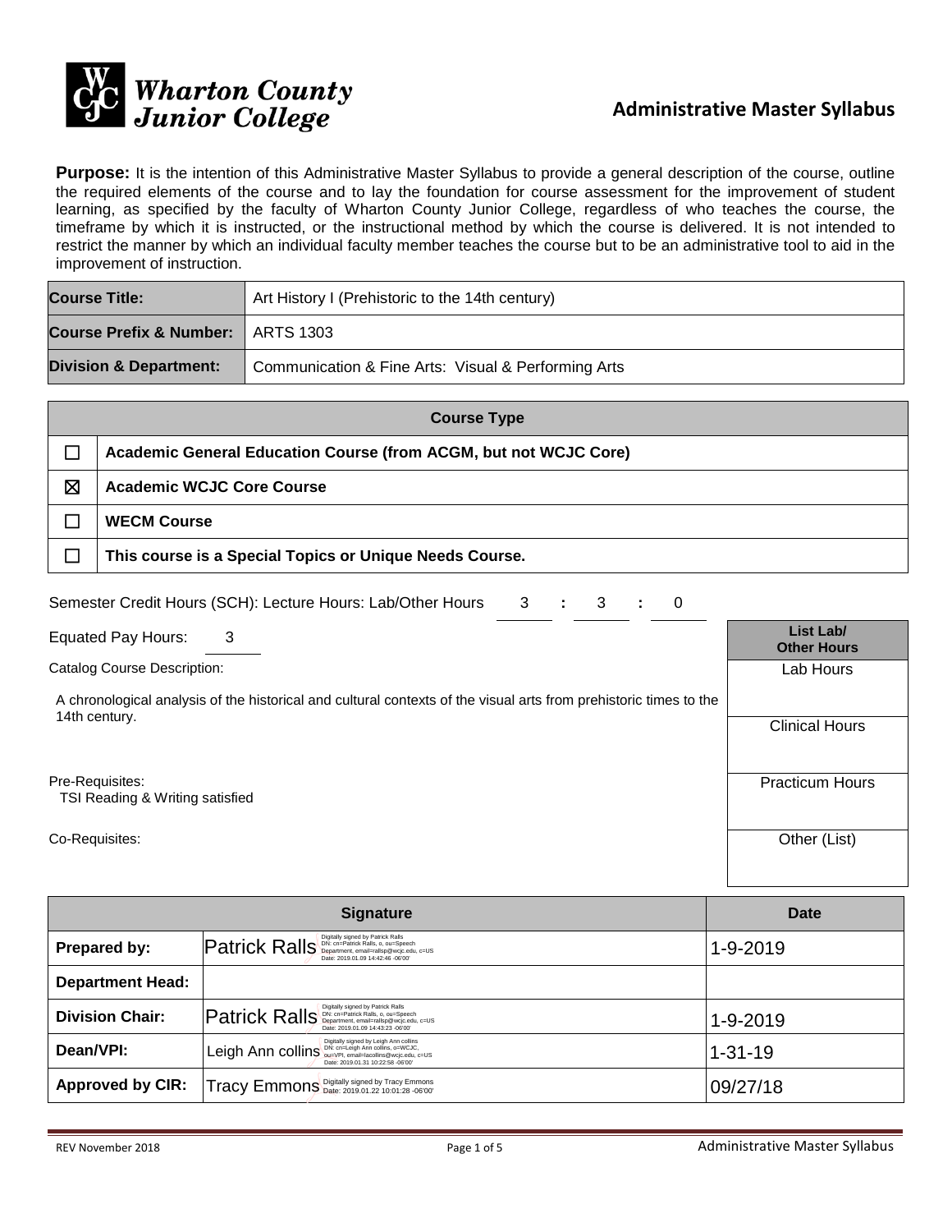Wharton County Junior College

## Administrative Master Syllabus

**Purpose:** It is the intention of this Administrative Master Syllabus to provide a general description of the course, outline the required elements of the course and to lay the foundation for course assessment for the improvement of student learning, as specified by the faculty of Wharton County Junior College, regardless of who teaches the course, the timeframe by which it is instructed, or the instructional method by which the course is delivered. It is not intended to restrict the manner by which an individual faculty member teaches the course but to be an administrative tool to aid in the improvement of instruction.

| | |
|---|---|
| **Course Title:** | Art History I (Prehistoric to the 14th century) |
| **Course Prefix & Number:** | ARTS 1303 |
| **Division & Department:** | Communication & Fine Arts: Visual & Performing Arts |

| | **Course Type** |
|---|---|
| ☐ | **Academic General Education Course (from ACGM, but not WCJC Core)** |
| ☒ | **Academic WCJC Core Course** |
| ☐ | **WECM Course** |
| ☐ | **This course is a Special Topics or Unique Needs Course.** |

Semester Credit Hours (SCH): Lecture Hours: Lab/Other Hours 3 : 3 : 0

Equated Pay Hours: 3

Catalog Course Description:

A chronological analysis of the historical and cultural contexts of the visual arts from prehistoric times to the 14th century.

Pre-Requisites:
TSI Reading & Writing satisfied

Co-Requisites:

| **List Lab/ Other Hours** |
|---|
| Lab Hours |
| Clinical Hours |
| Practicum Hours |
| Other (List) |

| **Signature** | | **Date** |
|---|---|---|
| **Prepared by:** | Patrick Ralls (Digitally signed by Patrick Ralls DN: cn=Patrick Ralls, o, ou=Speech Department, email=rallsp@wcjc.edu, c=US Date: 2019.01.09 14:42:46 -06'00') | 1-9-2019 |
| **Department Head:** | | |
| **Division Chair:** | Patrick Ralls (Digitally signed by Patrick Ralls DN: cn=Patrick Ralls, o, ou=Speech Department, email=rallsp@wcjc.edu, c=US Date: 2019.01.09 14:43:23 -06'00') | 1-9-2019 |
| **Dean/VPI:** | Leigh Ann collins (Digitally signed by Leigh Ann collins DN: cn=Leigh Ann collins, o=WCJC, ou=VPI, email=lacollins@wcjc.edu, c=US Date: 2019.01.31 10:22:58 -06'00') | 1-31-19 |
| **Approved by CIR:** | Tracy Emmons (Digitally signed by Tracy Emmons Date: 2019.01.22 10:01:28 -06'00') | 09/27/18 |

REV November 2018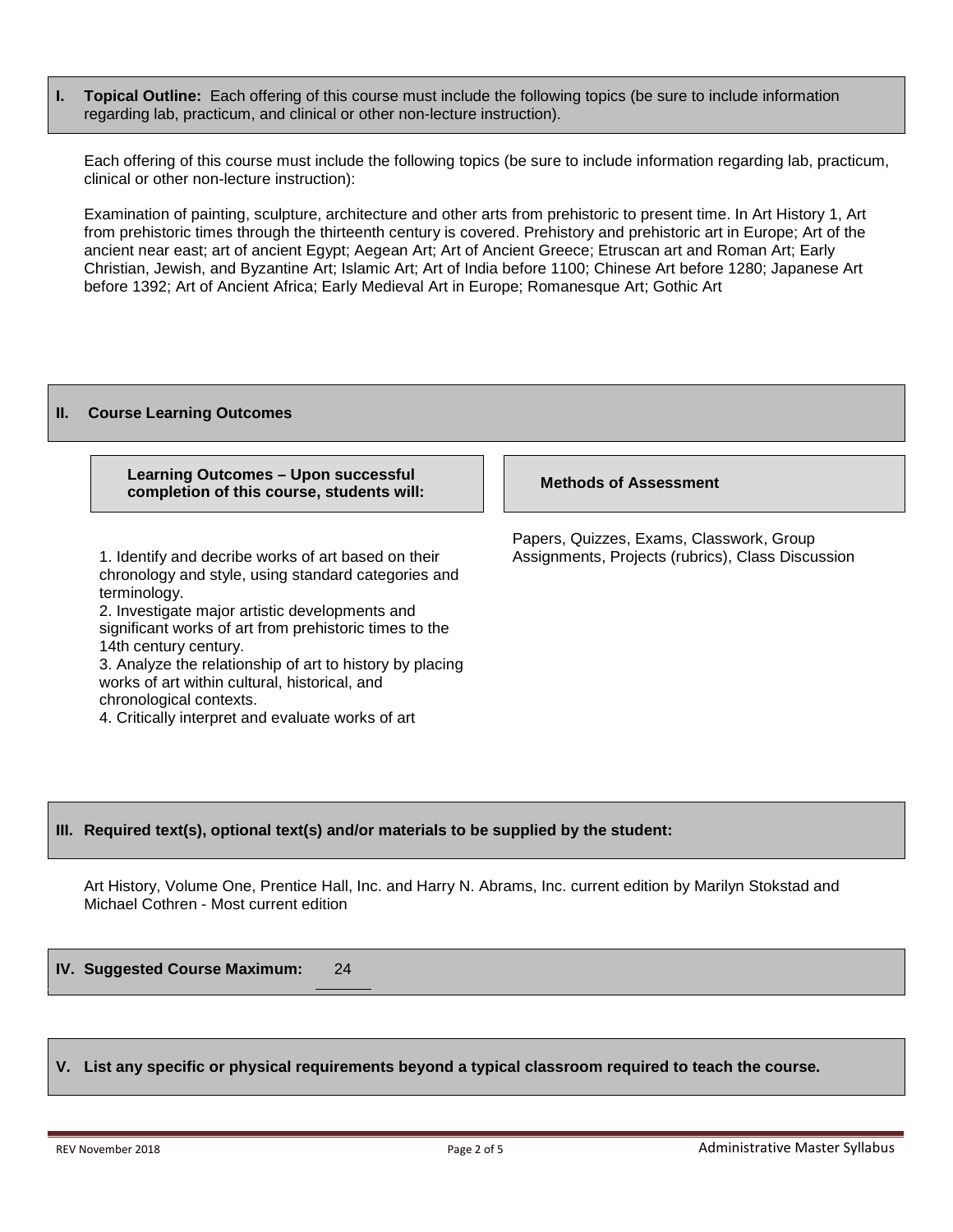## I. Topical Outline: Each offering of this course must include the following topics (be sure to include information regarding lab, practicum, and clinical or other non-lecture instruction).

Each offering of this course must include the following topics (be sure to include information regarding lab, practicum, clinical or other non-lecture instruction):

Examination of painting, sculpture, architecture and other arts from prehistoric to present time. In Art History 1, Art from prehistoric times through the thirteenth century is covered. Prehistory and prehistoric art in Europe; Art of the ancient near east; art of ancient Egypt; Aegean Art; Art of Ancient Greece; Etruscan art and Roman Art; Early Christian, Jewish, and Byzantine Art; Islamic Art; Art of India before 1100; Chinese Art before 1280; Japanese Art before 1392; Art of Ancient Africa; Early Medieval Art in Europe; Romanesque Art; Gothic Art

## II. Course Learning Outcomes

| Learning Outcomes – Upon successful completion of this course, students will: | Methods of Assessment |
| --- | --- |
| 1. Identify and decribe works of art based on their chronology and style, using standard categories and terminology.<br>2. Investigate major artistic developments and significant works of art from prehistoric times to the 14th century century.<br>3. Analyze the relationship of art to history by placing works of art within cultural, historical, and chronological contexts.<br>4. Critically interpret and evaluate works of art | Papers, Quizzes, Exams, Classwork, Group Assignments, Projects (rubrics), Class Discussion |

## III. Required text(s), optional text(s) and/or materials to be supplied by the student:

Art History, Volume One, Prentice Hall, Inc. and Harry N. Abrams, Inc. current edition by Marilyn Stokstad and Michael Cothren - Most current edition

## IV. Suggested Course Maximum: 24

## V. List any specific or physical requirements beyond a typical classroom required to teach the course.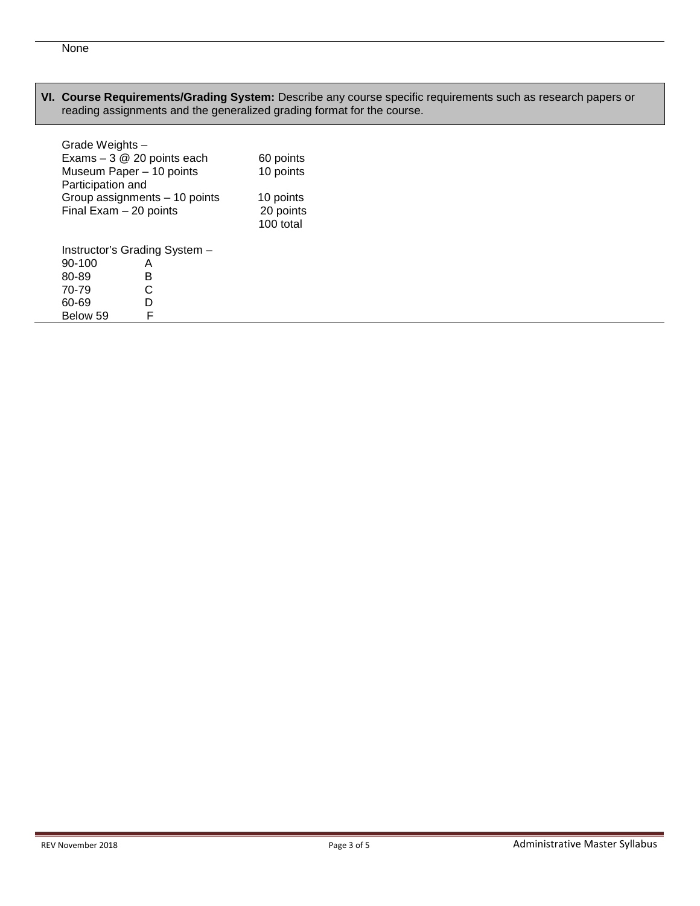None

## VI. Course Requirements/Grading System:

Describe any course specific requirements such as research papers or reading assignments and the generalized grading format for the course.

Grade Weights –

| | |
|---|---|
| Exams – 3 @ 20 points each | 60 points |
| Museum Paper – 10 points | 10 points |
| Participation and Group assignments – 10 points | 10 points |
| Final Exam – 20 points | 20 points |
| | 100 total |

Instructor's Grading System –

| | |
|---|---|
| 90-100 | A |
| 80-89 | B |
| 70-79 | C |
| 60-69 | D |
| Below 59 | F |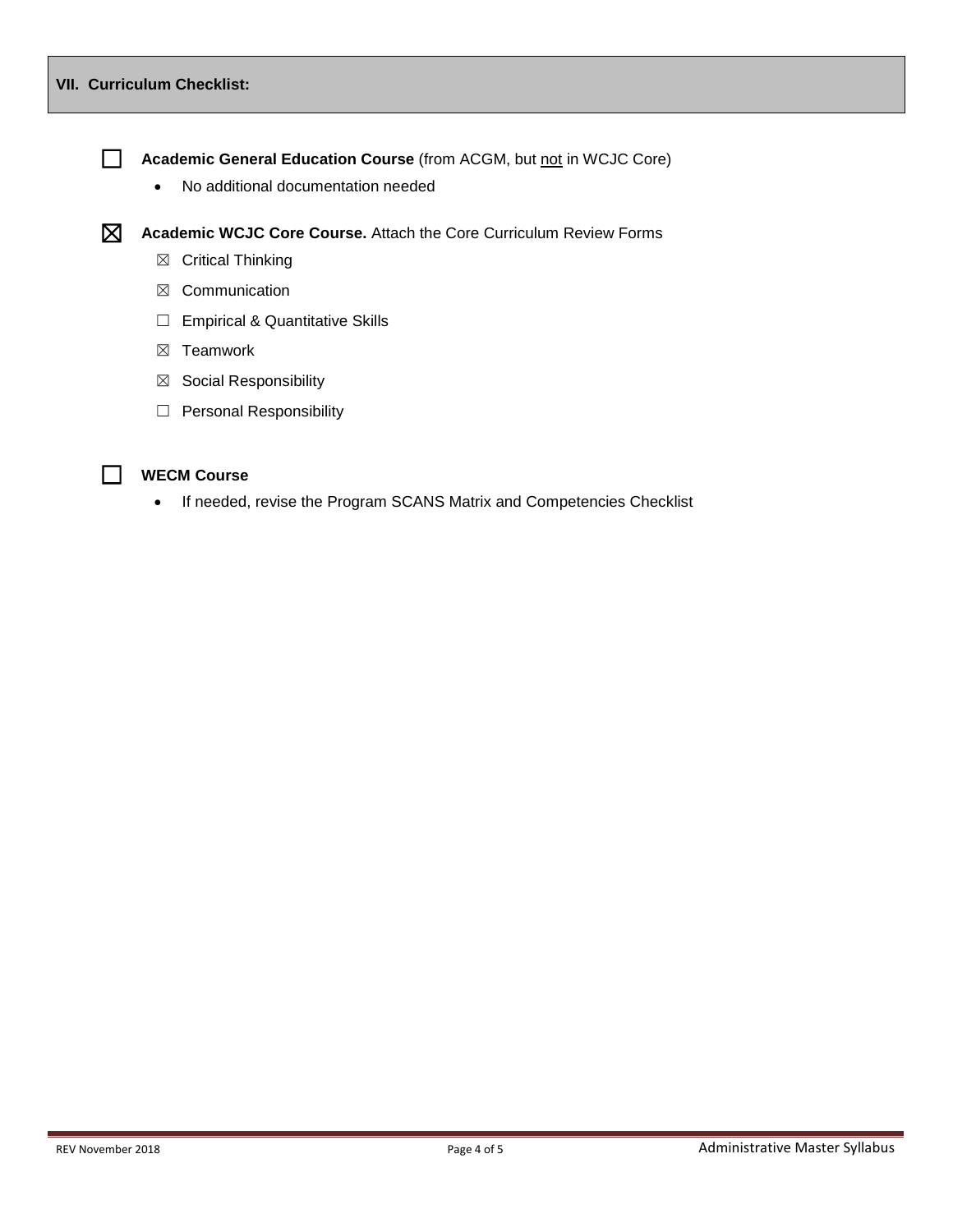## VII. Curriculum Checklist:

☐ **Academic General Education Course** (from ACGM, but not in WCJC Core)

- No additional documentation needed

☒ **Academic WCJC Core Course.** Attach the Core Curriculum Review Forms

- ☒ Critical Thinking
- ☒ Communication
- ☐ Empirical & Quantitative Skills
- ☒ Teamwork
- ☒ Social Responsibility
- ☐ Personal Responsibility

☐ **WECM Course**

- If needed, revise the Program SCANS Matrix and Competencies Checklist